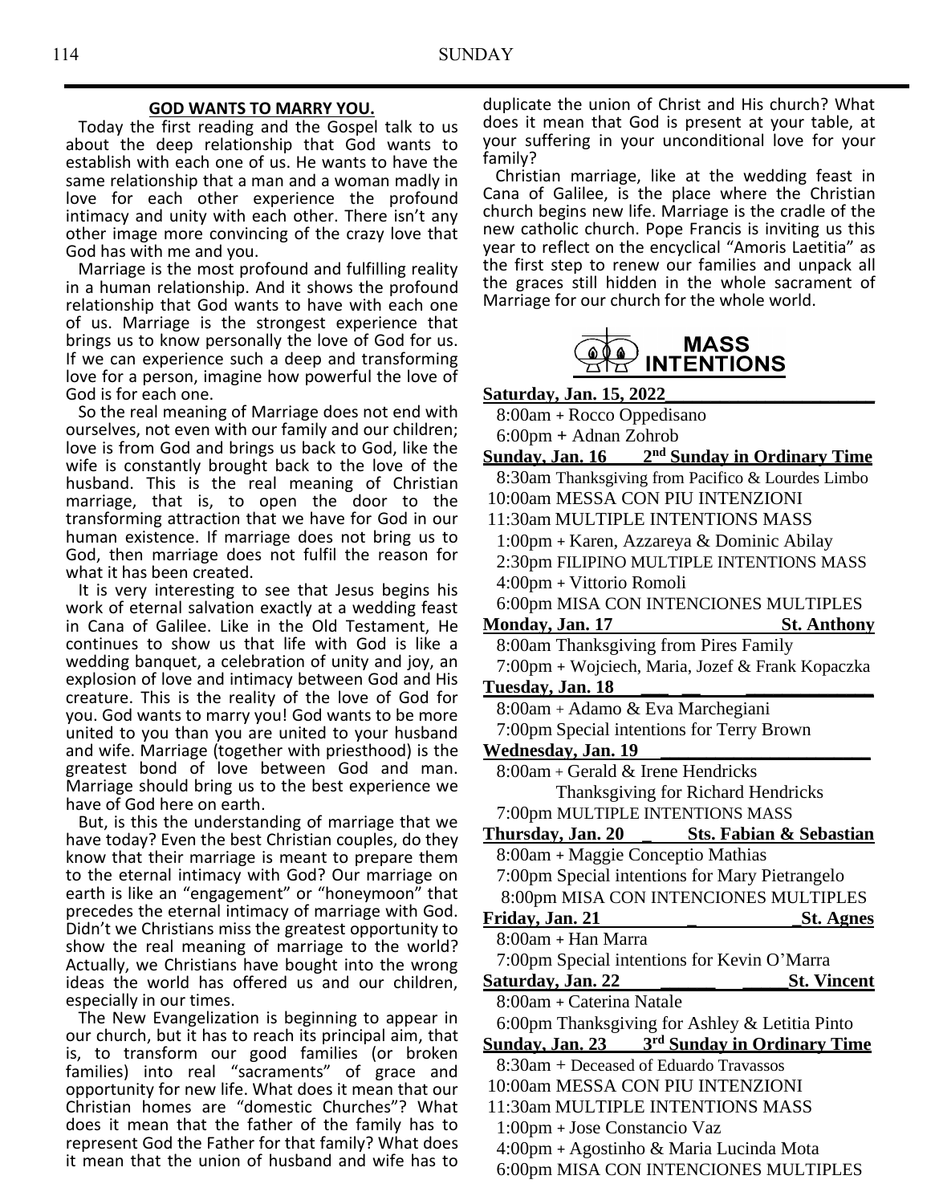## GOD WANTS TO MARRY YOU.

Today the first reading and the Gospel talk to us about the deep relationship that God wants to establish with each one of us. He wants to have the same relationship that a man and a woman madly in love for each other experience the profound intimacy and unity with each other. There isn't any other image more convincing of the crazy love that God has with me and you.

Marriage is the most profound and fulfilling reality in a human relationship. And it shows the profound relationship that God wants to have with each one of us. Marriage is the strongest experience that brings us to know personally the love of God for us. If we can experience such a deep and transforming love for a person, imagine how powerful the love of God is for each one.

So the real meaning of Marriage does not end with ourselves, not even with our family and our children; love is from God and brings us back to God, like the wife is constantly brought back to the love of the husband. This is the real meaning of Christian marriage, that is, to open the door to the transforming attraction that we have for God in our human existence. If marriage does not bring us to God, then marriage does not fulfil the reason for what it has been created.

It is very interesting to see that Jesus begins his work of eternal salvation exactly at a wedding feast in Cana of Galilee. Like in the Old Testament, He continues to show us that life with God is like a wedding banquet, a celebration of unity and joy, an explosion of love and intimacy between God and His creature. This is the reality of the love of God for you. God wants to marry you! God wants to be more united to you than you are united to your husband and wife. Marriage (together with priesthood) is the greatest bond of love between God and man. Marriage should bring us to the best experience we have of God here on earth.

But, is this the understanding of marriage that we have today? Even the best Christian couples, do they know that their marriage is meant to prepare them to the eternal intimacy with God? Our marriage on earth is like an "engagement" or "honeymoon" that precedes the eternal intimacy of marriage with God. Didn't we Christians miss the greatest opportunity to show the real meaning of marriage to the world? Actually, we Christians have bought into the wrong ideas the world has offered us and our children, especially in our times.

The New Evangelization is beginning to appear in our church, but it has to reach its principal aim, that is, to transform our good families (or broken families) into real "sacraments" of grace and opportunity for new life. What does it mean that our Christian homes are "domestic Churches"? What does it mean that the father of the family has to represent God the Father for that family? What does it mean that the union of husband and wife has to duplicate the union of Christ and His church? What does it mean that God is present at your table, at your suffering in your unconditional love for your family?

Christian marriage, like at the wedding feast in Cana of Galilee, is the place where the Christian church begins new life. Marriage is the cradle of the new catholic church. Pope Francis is inviting us this year to reflect on the encyclical "Amoris Laetitia" as the first step to renew our families and unpack all the graces still hidden in the whole sacrament of Marriage for our church for the whole world.

## MASS INTENTIONS

**Saturday, Jan. 15, 2022**
- 8:00am + Rocco Oppedisano
- 6:00pm + Adnan Zohrob

**Sunday, Jan. 16 — 2nd Sunday in Ordinary Time**
- 8:30am Thanksgiving from Pacifico & Lourdes Limbo
- 10:00am MESSA CON PIU INTENZIONI
- 11:30am MULTIPLE INTENTIONS MASS
- 1:00pm + Karen, Azzareya & Dominic Abilay
- 2:30pm FILIPINO MULTIPLE INTENTIONS MASS
- 4:00pm + Vittorio Romoli
- 6:00pm MISA CON INTENCIONES MULTIPLES

**Monday, Jan. 17 — St. Anthony**
- 8:00am Thanksgiving from Pires Family
- 7:00pm + Wojciech, Maria, Jozef & Frank Kopaczka

**Tuesday, Jan. 18**
- 8:00am + Adamo & Eva Marchegiani
- 7:00pm Special intentions for Terry Brown

**Wednesday, Jan. 19**
- 8:00am + Gerald & Irene Hendricks
  Thanksgiving for Richard Hendricks
- 7:00pm MULTIPLE INTENTIONS MASS

**Thursday, Jan. 20 — Sts. Fabian & Sebastian**
- 8:00am + Maggie Conceptio Mathias
- 7:00pm Special intentions for Mary Pietrangelo
- 8:00pm MISA CON INTENCIONES MULTIPLES

**Friday, Jan. 21 — St. Agnes**
- 8:00am + Han Marra
- 7:00pm Special intentions for Kevin O'Marra

**Saturday, Jan. 22 — St. Vincent**
- 8:00am + Caterina Natale
- 6:00pm Thanksgiving for Ashley & Letitia Pinto

**Sunday, Jan. 23 — 3rd Sunday in Ordinary Time**
- 8:30am + Deceased of Eduardo Travassos
- 10:00am MESSA CON PIU INTENZIONI
- 11:30am MULTIPLE INTENTIONS MASS
- 1:00pm + Jose Constancio Vaz
- 4:00pm + Agostinho & Maria Lucinda Mota
- 6:00pm MISA CON INTENCIONES MULTIPLES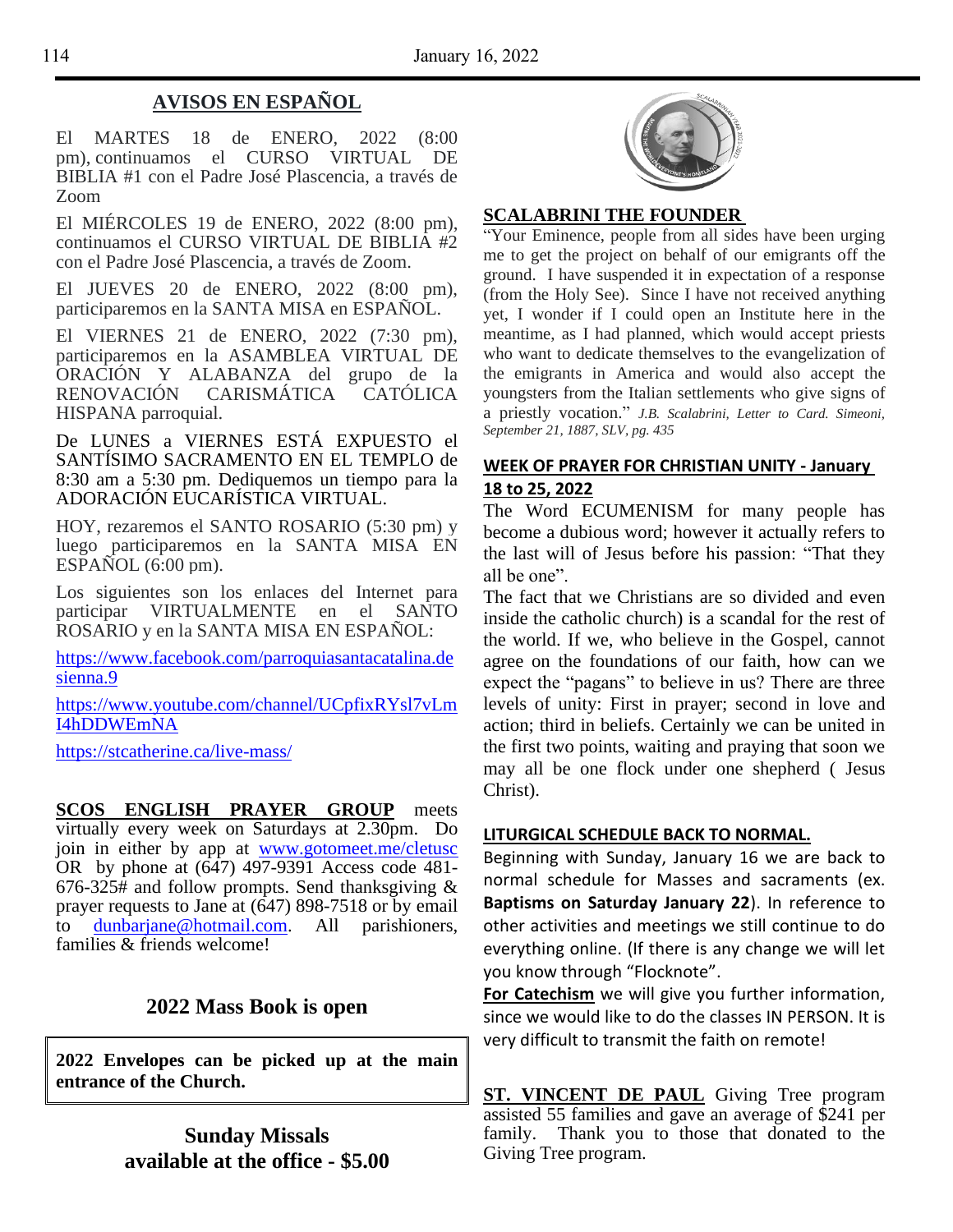## AVISOS EN ESPAÑOL

El MARTES 18 de ENERO, 2022 (8:00 pm), continuamos el CURSO VIRTUAL DE BIBLIA #1 con el Padre José Plascencia, a través de Zoom

El MIÉRCOLES 19 de ENERO, 2022 (8:00 pm), continuamos el CURSO VIRTUAL DE BIBLIA #2 con el Padre José Plascencia, a través de Zoom.

El JUEVES 20 de ENERO, 2022 (8:00 pm), participaremos en la SANTA MISA en ESPAÑOL.

El VIERNES 21 de ENERO, 2022 (7:30 pm), participaremos en la ASAMBLEA VIRTUAL DE ORACIÓN Y ALABANZA del grupo de la RENOVACIÓN CARISMÁTICA CATÓLICA HISPANA parroquial.

De LUNES a VIERNES ESTÁ EXPUESTO el SANTÍSIMO SACRAMENTO EN EL TEMPLO de 8:30 am a 5:30 pm. Dediquemos un tiempo para la ADORACIÓN EUCARÍSTICA VIRTUAL.

HOY, rezaremos el SANTO ROSARIO (5:30 pm) y luego participaremos en la SANTA MISA EN ESPAÑOL (6:00 pm).

Los siguientes son los enlaces del Internet para participar VIRTUALMENTE en el SANTO ROSARIO y en la SANTA MISA EN ESPAÑOL:

https://www.facebook.com/parroquiasantacatalina.desienna.9

https://www.youtube.com/channel/UCpfixRYsl7vLmI4hDDWEmNA

https://stcatherine.ca/live-mass/

**SCOS ENGLISH PRAYER GROUP** meets virtually every week on Saturdays at 2.30pm. Do join in either by app at www.gotomeet.me/cletusc OR by phone at (647) 497-9391 Access code 481-676-325# and follow prompts. Send thanksgiving & prayer requests to Jane at (647) 898-7518 or by email to dunbarjane@hotmail.com. All parishioners, families & friends welcome!

## 2022 Mass Book is open

**2022 Envelopes can be picked up at the main entrance of the Church.**

**Sunday Missals available at the office - $5.00**

## SCALABRINI THE FOUNDER

"Your Eminence, people from all sides have been urging me to get the project on behalf of our emigrants off the ground. I have suspended it in expectation of a response (from the Holy See). Since I have not received anything yet, I wonder if I could open an Institute here in the meantime, as I had planned, which would accept priests who want to dedicate themselves to the evangelization of the emigrants in America and would also accept the youngsters from the Italian settlements who give signs of a priestly vocation." *J.B. Scalabrini, Letter to Card. Simeoni, September 21, 1887, SLV, pg. 435*

## WEEK OF PRAYER FOR CHRISTIAN UNITY - January 18 to 25, 2022

The Word ECUMENISM for many people has become a dubious word; however it actually refers to the last will of Jesus before his passion: "That they all be one".

The fact that we Christians are so divided and even inside the catholic church) is a scandal for the rest of the world. If we, who believe in the Gospel, cannot agree on the foundations of our faith, how can we expect the "pagans" to believe in us? There are three levels of unity: First in prayer; second in love and action; third in beliefs. Certainly we can be united in the first two points, waiting and praying that soon we may all be one flock under one shepherd ( Jesus Christ).

## LITURGICAL SCHEDULE BACK TO NORMAL.

Beginning with Sunday, January 16 we are back to normal schedule for Masses and sacraments (ex. **Baptisms on Saturday January 22**). In reference to other activities and meetings we still continue to do everything online. (If there is any change we will let you know through "Flocknote".

**For Catechism** we will give you further information, since we would like to do the classes IN PERSON. It is very difficult to transmit the faith on remote!

**ST. VINCENT DE PAUL** Giving Tree program assisted 55 families and gave an average of $241 per family. Thank you to those that donated to the Giving Tree program.